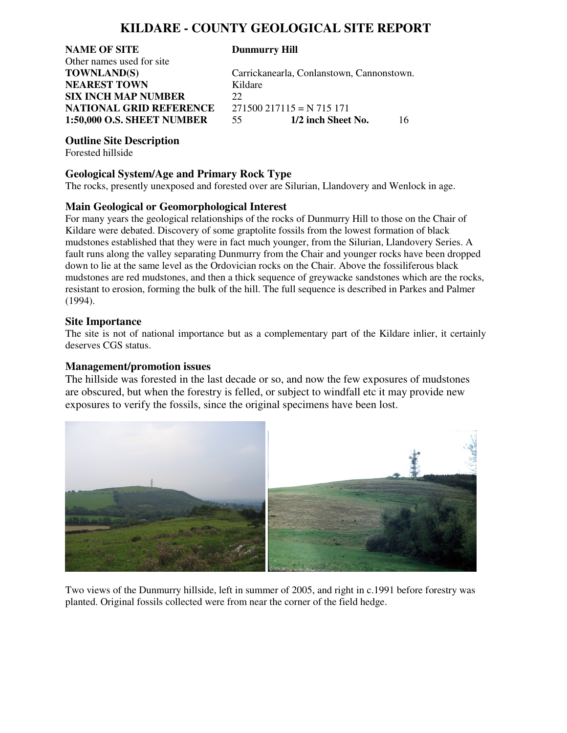# KILDARE - COUNTY GEOLOGICAL SITE REPORT

| | |
|---|---|
| **NAME OF SITE** | **Dunmurry Hill** |
| Other names used for site | |
| **TOWNLAND(S)** | Carrickanearla, Conlanstown, Cannonstown. |
| **NEAREST TOWN** | Kildare |
| **SIX INCH MAP NUMBER** | 22 |
| **NATIONAL GRID REFERENCE** | 271500 217115 = N 715 171 |
| **1:50,000 O.S. SHEET NUMBER** | 55 **1/2 inch Sheet No.** 16 |

### Outline Site Description

Forested hillside

### Geological System/Age and Primary Rock Type

The rocks, presently unexposed and forested over are Silurian, Llandovery and Wenlock in age.

### Main Geological or Geomorphological Interest

For many years the geological relationships of the rocks of Dunmurry Hill to those on the Chair of Kildare were debated. Discovery of some graptolite fossils from the lowest formation of black mudstones established that they were in fact much younger, from the Silurian, Llandovery Series. A fault runs along the valley separating Dunmurry from the Chair and younger rocks have been dropped down to lie at the same level as the Ordovician rocks on the Chair. Above the fossiliferous black mudstones are red mudstones, and then a thick sequence of greywacke sandstones which are the rocks, resistant to erosion, forming the bulk of the hill. The full sequence is described in Parkes and Palmer (1994).

### Site Importance

The site is not of national importance but as a complementary part of the Kildare inlier, it certainly deserves CGS status.

### Management/promotion issues

The hillside was forested in the last decade or so, and now the few exposures of mudstones are obscured, but when the forestry is felled, or subject to windfall etc it may provide new exposures to verify the fossils, since the original specimens have been lost.

Two views of the Dunmurry hillside, left in summer of 2005, and right in c.1991 before forestry was planted. Original fossils collected were from near the corner of the field hedge.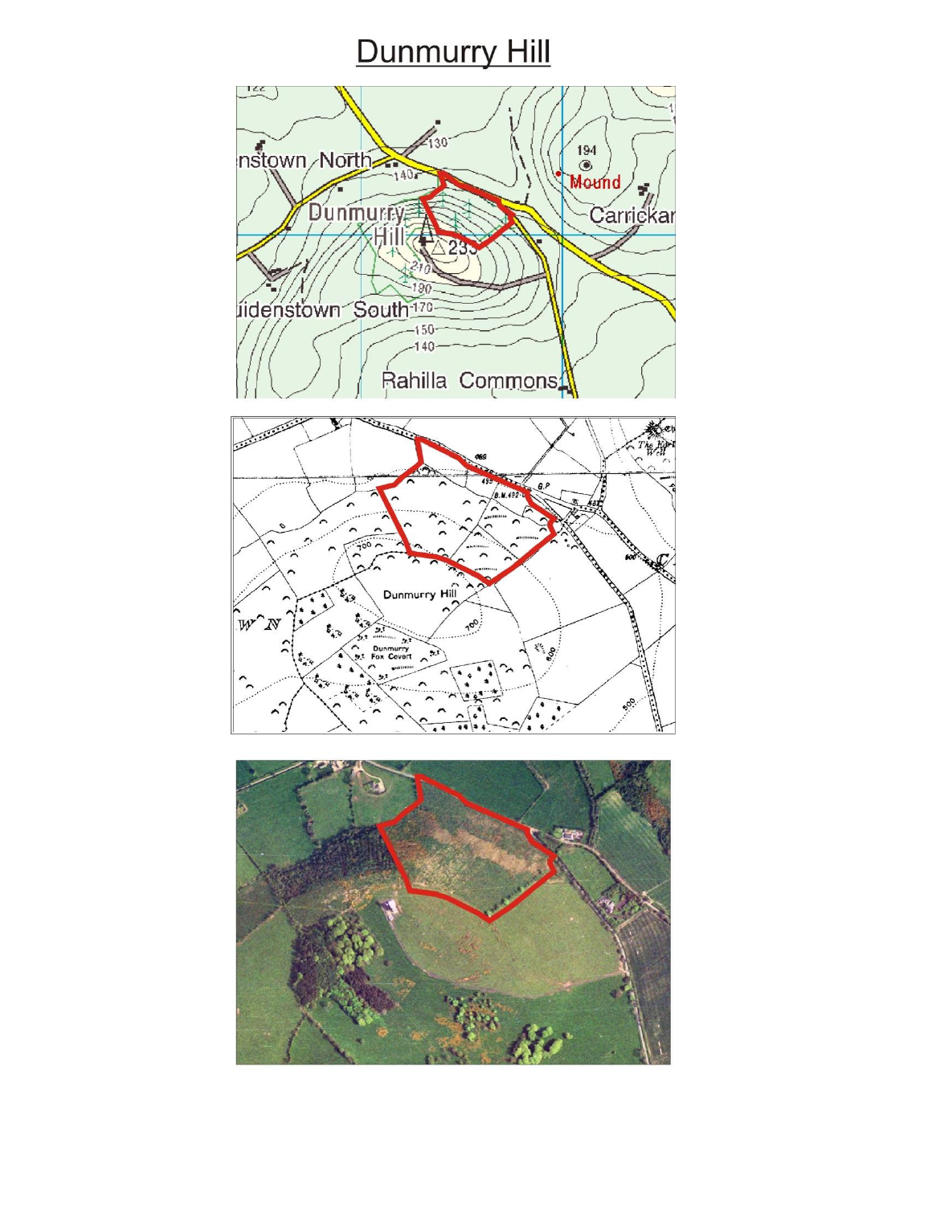# Dunmurry Hill